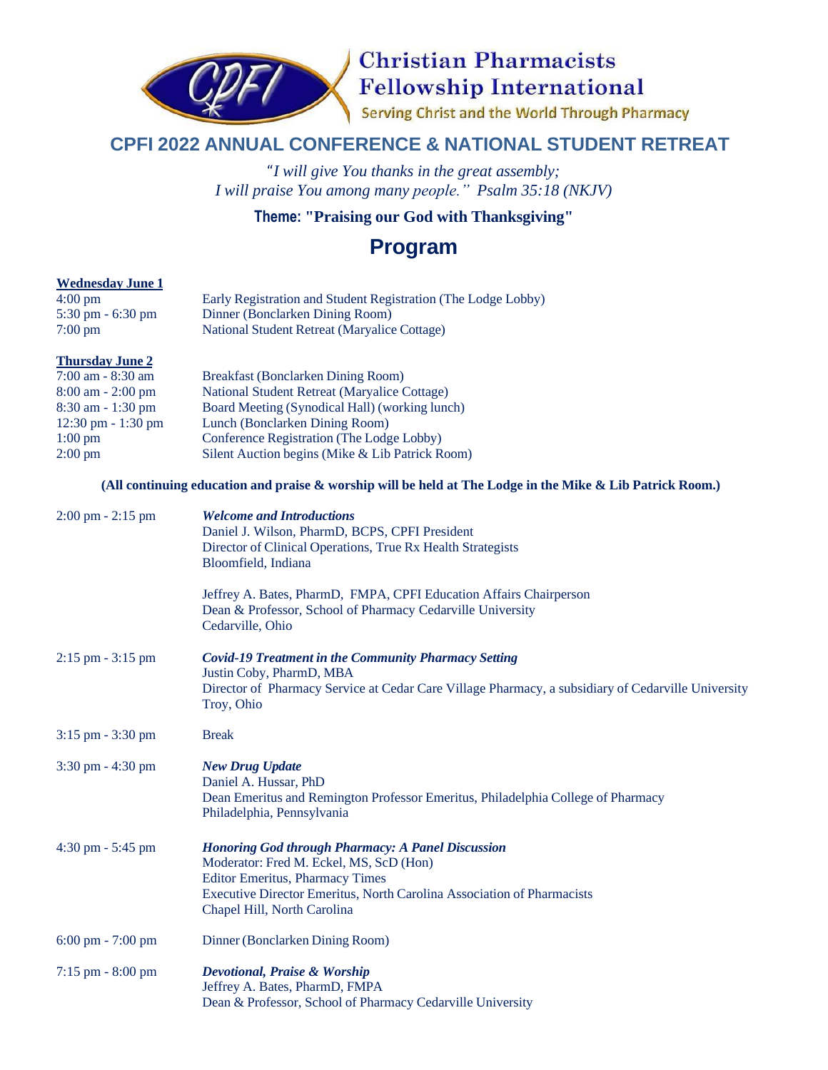# Christian Pharmacists Fellowship International

Serving Christ and the World Through Pharmacy

## CPFI 2022 ANNUAL CONFERENCE & NATIONAL STUDENT RETREAT

*"I will give You thanks in the great assembly;*
*I will praise You among many people." Psalm 35:18 (NKJV)*

**Theme: "Praising our God with Thanksgiving"**

## Program

**Wednesday June 1**

| | |
|---|---|
| 4:00 pm | Early Registration and Student Registration (The Lodge Lobby) |
| 5:30 pm - 6:30 pm | Dinner (Bonclarken Dining Room) |
| 7:00 pm | National Student Retreat (Maryalice Cottage) |

**Thursday June 2**

| | |
|---|---|
| 7:00 am - 8:30 am | Breakfast (Bonclarken Dining Room) |
| 8:00 am - 2:00 pm | National Student Retreat (Maryalice Cottage) |
| 8:30 am - 1:30 pm | Board Meeting (Synodical Hall) (working lunch) |
| 12:30 pm - 1:30 pm | Lunch (Bonclarken Dining Room) |
| 1:00 pm | Conference Registration (The Lodge Lobby) |
| 2:00 pm | Silent Auction begins (Mike & Lib Patrick Room) |

**(All continuing education and praise & worship will be held at The Lodge in the Mike & Lib Patrick Room.)**

2:00 pm - 2:15 pm — ***Welcome and Introductions***
Daniel J. Wilson, PharmD, BCPS, CPFI President
Director of Clinical Operations, True Rx Health Strategists
Bloomfield, Indiana

Jeffrey A. Bates, PharmD, FMPA, CPFI Education Affairs Chairperson
Dean & Professor, School of Pharmacy Cedarville University
Cedarville, Ohio

2:15 pm - 3:15 pm — ***Covid-19 Treatment in the Community Pharmacy Setting***
Justin Coby, PharmD, MBA
Director of Pharmacy Service at Cedar Care Village Pharmacy, a subsidiary of Cedarville University
Troy, Ohio

3:15 pm - 3:30 pm — Break

3:30 pm - 4:30 pm — ***New Drug Update***
Daniel A. Hussar, PhD
Dean Emeritus and Remington Professor Emeritus, Philadelphia College of Pharmacy
Philadelphia, Pennsylvania

4:30 pm - 5:45 pm — ***Honoring God through Pharmacy: A Panel Discussion***
Moderator: Fred M. Eckel, MS, ScD (Hon)
Editor Emeritus, Pharmacy Times
Executive Director Emeritus, North Carolina Association of Pharmacists
Chapel Hill, North Carolina

6:00 pm - 7:00 pm — Dinner (Bonclarken Dining Room)

7:15 pm - 8:00 pm — ***Devotional, Praise & Worship***
Jeffrey A. Bates, PharmD, FMPA
Dean & Professor, School of Pharmacy Cedarville University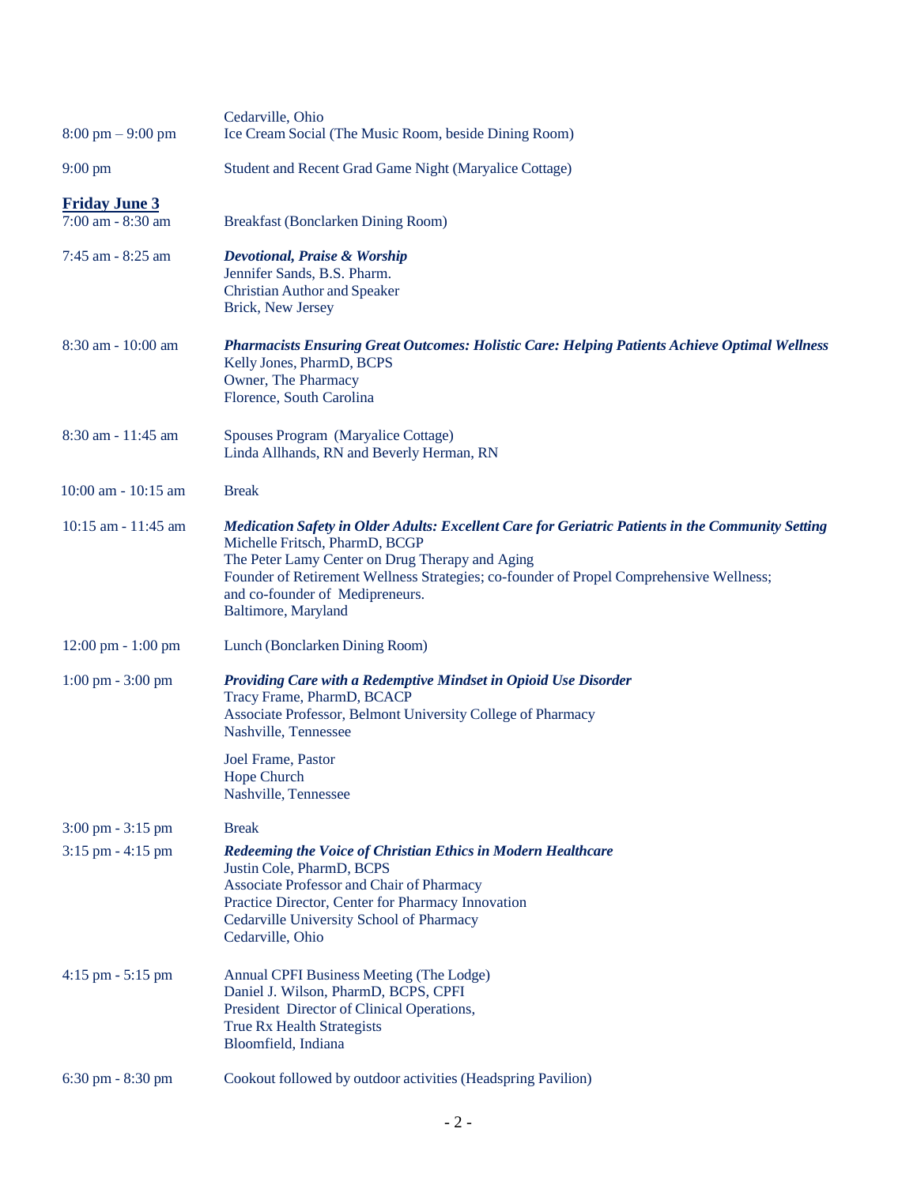| | |
|---|---|
| | Cedarville, Ohio |
| 8:00 pm – 9:00 pm | Ice Cream Social (The Music Room, beside Dining Room) |
| 9:00 pm | Student and Recent Grad Game Night (Maryalice Cottage) |

**Friday June 3**

| | |
|---|---|
| 7:00 am - 8:30 am | Breakfast (Bonclarken Dining Room) |
| 7:45 am - 8:25 am | ***Devotional, Praise & Worship***<br>Jennifer Sands, B.S. Pharm.<br>Christian Author and Speaker<br>Brick, New Jersey |
| 8:30 am - 10:00 am | ***Pharmacists Ensuring Great Outcomes: Holistic Care: Helping Patients Achieve Optimal Wellness***<br>Kelly Jones, PharmD, BCPS<br>Owner, The Pharmacy<br>Florence, South Carolina |
| 8:30 am - 11:45 am | Spouses Program (Maryalice Cottage)<br>Linda Allhands, RN and Beverly Herman, RN |
| 10:00 am - 10:15 am | Break |
| 10:15 am - 11:45 am | ***Medication Safety in Older Adults: Excellent Care for Geriatric Patients in the Community Setting***<br>Michelle Fritsch, PharmD, BCGP<br>The Peter Lamy Center on Drug Therapy and Aging<br>Founder of Retirement Wellness Strategies; co-founder of Propel Comprehensive Wellness;<br>and co-founder of Medipreneurs.<br>Baltimore, Maryland |
| 12:00 pm - 1:00 pm | Lunch (Bonclarken Dining Room) |
| 1:00 pm - 3:00 pm | ***Providing Care with a Redemptive Mindset in Opioid Use Disorder***<br>Tracy Frame, PharmD, BCACP<br>Associate Professor, Belmont University College of Pharmacy<br>Nashville, Tennessee<br><br>Joel Frame, Pastor<br>Hope Church<br>Nashville, Tennessee |
| 3:00 pm - 3:15 pm | Break |
| 3:15 pm - 4:15 pm | ***Redeeming the Voice of Christian Ethics in Modern Healthcare***<br>Justin Cole, PharmD, BCPS<br>Associate Professor and Chair of Pharmacy<br>Practice Director, Center for Pharmacy Innovation<br>Cedarville University School of Pharmacy<br>Cedarville, Ohio |
| 4:15 pm - 5:15 pm | Annual CPFI Business Meeting (The Lodge)<br>Daniel J. Wilson, PharmD, BCPS, CPFI<br>President Director of Clinical Operations,<br>True Rx Health Strategists<br>Bloomfield, Indiana |
| 6:30 pm - 8:30 pm | Cookout followed by outdoor activities (Headspring Pavilion) |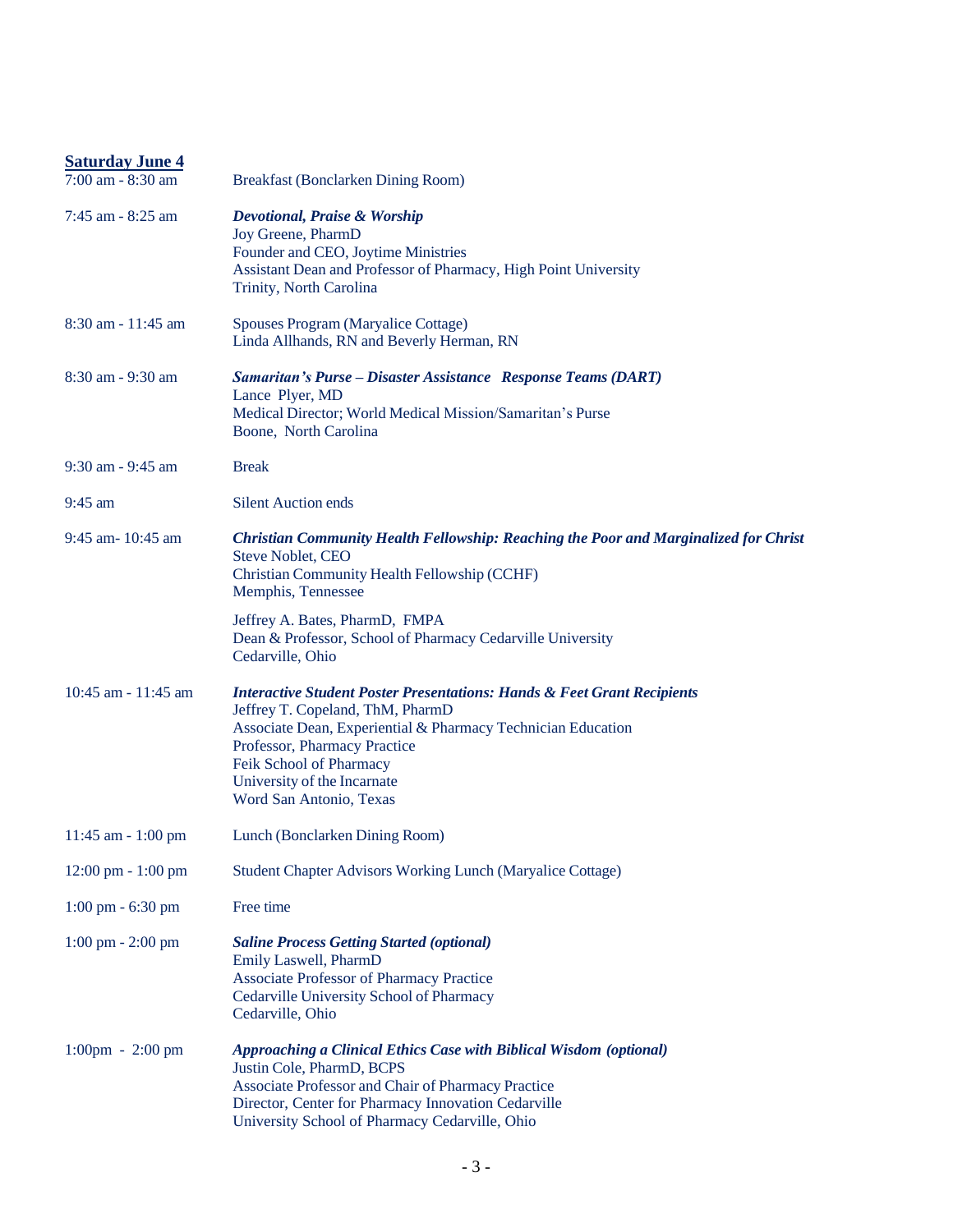**Saturday June 4**

| | |
|---|---|
| 7:00 am - 8:30 am | Breakfast (Bonclarken Dining Room) |
| 7:45 am - 8:25 am | ***Devotional, Praise & Worship***<br>Joy Greene, PharmD<br>Founder and CEO, Joytime Ministries<br>Assistant Dean and Professor of Pharmacy, High Point University<br>Trinity, North Carolina |
| 8:30 am - 11:45 am | Spouses Program (Maryalice Cottage)<br>Linda Allhands, RN and Beverly Herman, RN |
| 8:30 am - 9:30 am | ***Samaritan's Purse – Disaster Assistance Response Teams (DART)***<br>Lance Plyer, MD<br>Medical Director; World Medical Mission/Samaritan's Purse<br>Boone, North Carolina |
| 9:30 am - 9:45 am | Break |
| 9:45 am | Silent Auction ends |
| 9:45 am- 10:45 am | ***Christian Community Health Fellowship: Reaching the Poor and Marginalized for Christ***<br>Steve Noblet, CEO<br>Christian Community Health Fellowship (CCHF)<br>Memphis, Tennessee<br><br>Jeffrey A. Bates, PharmD, FMPA<br>Dean & Professor, School of Pharmacy Cedarville University<br>Cedarville, Ohio |
| 10:45 am - 11:45 am | ***Interactive Student Poster Presentations: Hands & Feet Grant Recipients***<br>Jeffrey T. Copeland, ThM, PharmD<br>Associate Dean, Experiential & Pharmacy Technician Education<br>Professor, Pharmacy Practice<br>Feik School of Pharmacy<br>University of the Incarnate<br>Word San Antonio, Texas |
| 11:45 am - 1:00 pm | Lunch (Bonclarken Dining Room) |
| 12:00 pm - 1:00 pm | Student Chapter Advisors Working Lunch (Maryalice Cottage) |
| 1:00 pm - 6:30 pm | Free time |
| 1:00 pm - 2:00 pm | ***Saline Process Getting Started (optional)***<br>Emily Laswell, PharmD<br>Associate Professor of Pharmacy Practice<br>Cedarville University School of Pharmacy<br>Cedarville, Ohio |
| 1:00pm - 2:00 pm | ***Approaching a Clinical Ethics Case with Biblical Wisdom (optional)***<br>Justin Cole, PharmD, BCPS<br>Associate Professor and Chair of Pharmacy Practice<br>Director, Center for Pharmacy Innovation Cedarville<br>University School of Pharmacy Cedarville, Ohio |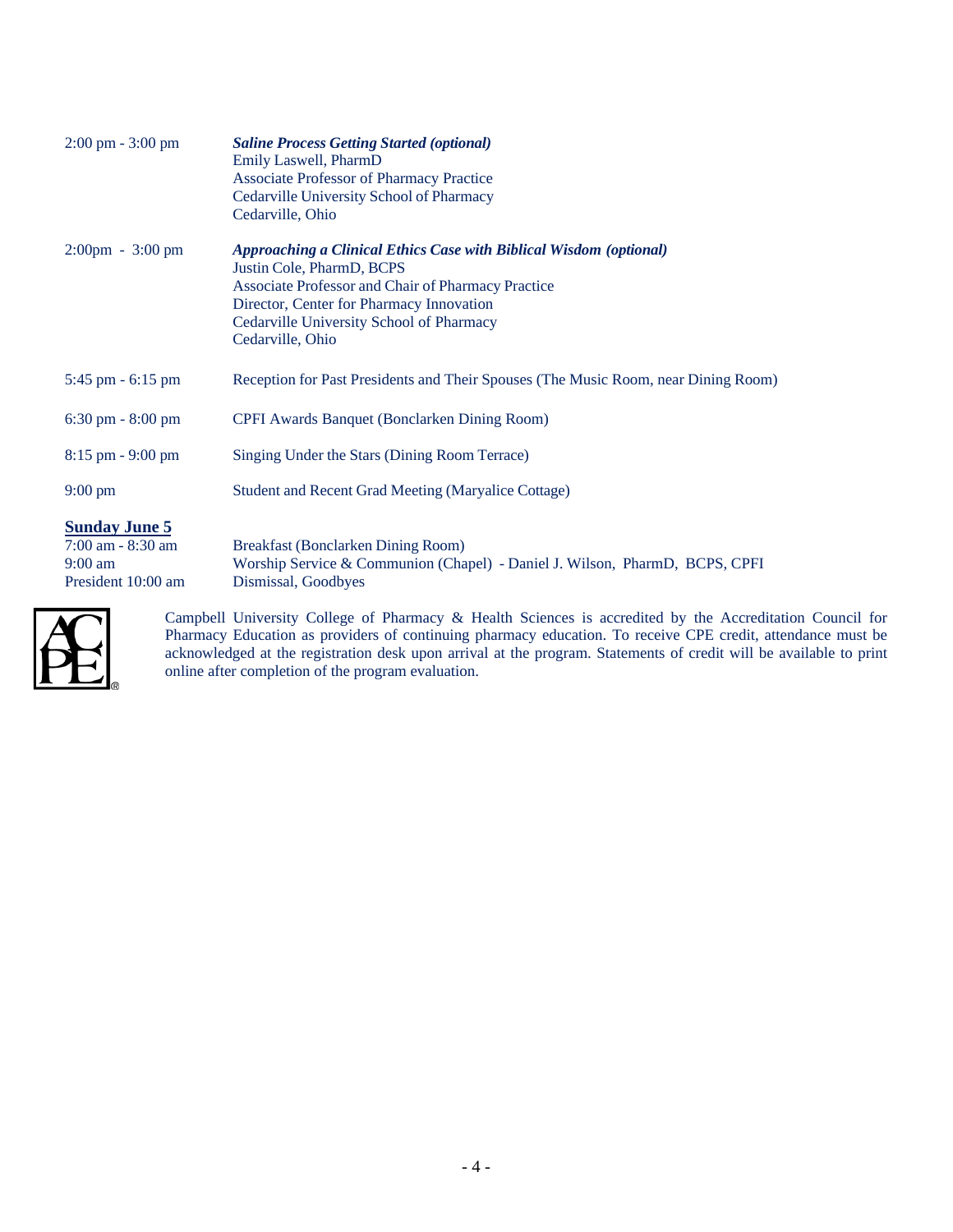2:00 pm - 3:00 pm — ***Saline Process Getting Started (optional)***
Emily Laswell, PharmD
Associate Professor of Pharmacy Practice
Cedarville University School of Pharmacy
Cedarville, Ohio

2:00pm - 3:00 pm — ***Approaching a Clinical Ethics Case with Biblical Wisdom (optional)***
Justin Cole, PharmD, BCPS
Associate Professor and Chair of Pharmacy Practice
Director, Center for Pharmacy Innovation
Cedarville University School of Pharmacy
Cedarville, Ohio

5:45 pm - 6:15 pm — Reception for Past Presidents and Their Spouses (The Music Room, near Dining Room)

6:30 pm - 8:00 pm — CPFI Awards Banquet (Bonclarken Dining Room)

8:15 pm - 9:00 pm — Singing Under the Stars (Dining Room Terrace)

9:00 pm — Student and Recent Grad Meeting (Maryalice Cottage)

**Sunday June 5**

7:00 am - 8:30 am — Breakfast (Bonclarken Dining Room)
9:00 am — Worship Service & Communion (Chapel) - Daniel J. Wilson, PharmD, BCPS, CPFI
President 10:00 am — Dismissal, Goodbyes

ACPE®

Campbell University College of Pharmacy & Health Sciences is accredited by the Accreditation Council for Pharmacy Education as providers of continuing pharmacy education. To receive CPE credit, attendance must be acknowledged at the registration desk upon arrival at the program. Statements of credit will be available to print online after completion of the program evaluation.